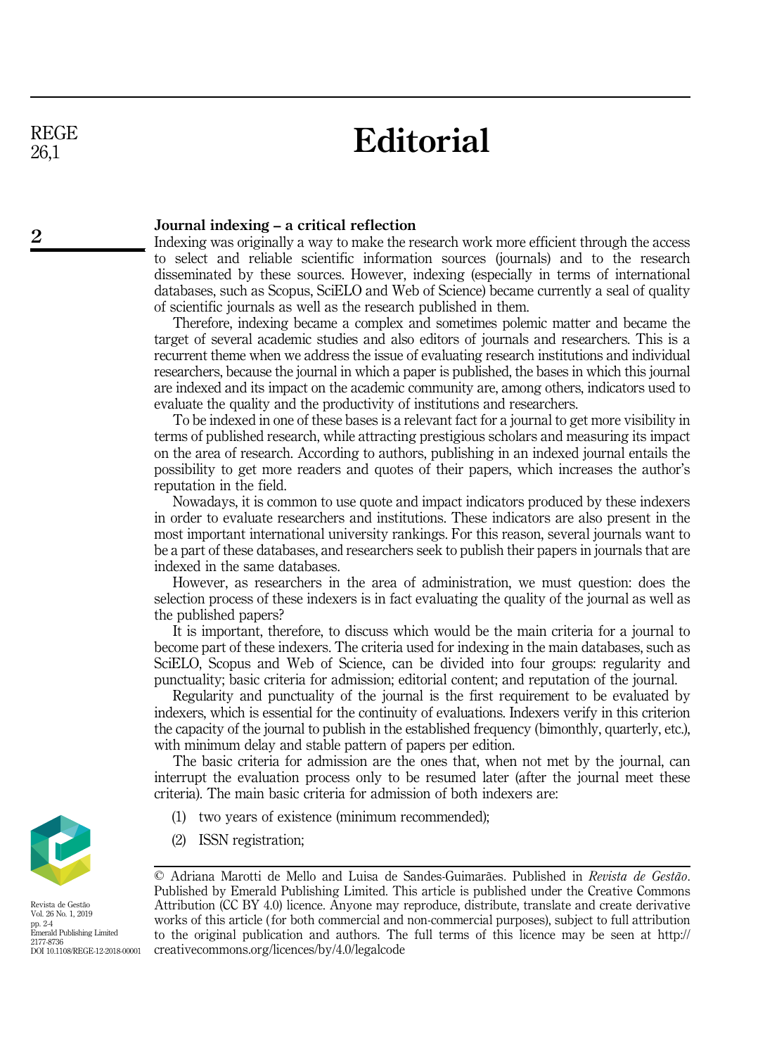# Editorial

## Journal indexing – a critical reflection

Indexing was originally a way to make the research work more efficient through the access to select and reliable scientific information sources (journals) and to the research disseminated by these sources. However, indexing (especially in terms of international databases, such as Scopus, SciELO and Web of Science) became currently a seal of quality of scientific journals as well as the research published in them.

Therefore, indexing became a complex and sometimes polemic matter and became the target of several academic studies and also editors of journals and researchers. This is a recurrent theme when we address the issue of evaluating research institutions and individual researchers, because the journal in which a paper is published, the bases in which this journal are indexed and its impact on the academic community are, among others, indicators used to evaluate the quality and the productivity of institutions and researchers.

To be indexed in one of these bases is a relevant fact for a journal to get more visibility in terms of published research, while attracting prestigious scholars and measuring its impact on the area of research. According to authors, publishing in an indexed journal entails the possibility to get more readers and quotes of their papers, which increases the author's reputation in the field.

Nowadays, it is common to use quote and impact indicators produced by these indexers in order to evaluate researchers and institutions. These indicators are also present in the most important international university rankings. For this reason, several journals want to be a part of these databases, and researchers seek to publish their papers in journals that are indexed in the same databases.

However, as researchers in the area of administration, we must question: does the selection process of these indexers is in fact evaluating the quality of the journal as well as the published papers?

It is important, therefore, to discuss which would be the main criteria for a journal to become part of these indexers. The criteria used for indexing in the main databases, such as SciELO, Scopus and Web of Science, can be divided into four groups: regularity and punctuality; basic criteria for admission; editorial content; and reputation of the journal.

Regularity and punctuality of the journal is the first requirement to be evaluated by indexers, which is essential for the continuity of evaluations. Indexers verify in this criterion the capacity of the journal to publish in the established frequency (bimonthly, quarterly, etc.), with minimum delay and stable pattern of papers per edition.

The basic criteria for admission are the ones that, when not met by the journal, can interrupt the evaluation process only to be resumed later (after the journal meet these criteria). The main basic criteria for admission of both indexers are:

1. two years of existence (minimum recommended);
2. ISSN registration;

© Adriana Marotti de Mello and Luisa de Sandes-Guimarães. Published in *Revista de Gestão*. Published by Emerald Publishing Limited. This article is published under the Creative Commons Attribution (CC BY 4.0) licence. Anyone may reproduce, distribute, translate and create derivative works of this article (for both commercial and non-commercial purposes), subject to full attribution to the original publication and authors. The full terms of this licence may be seen at http://creativecommons.org/licences/by/4.0/legalcode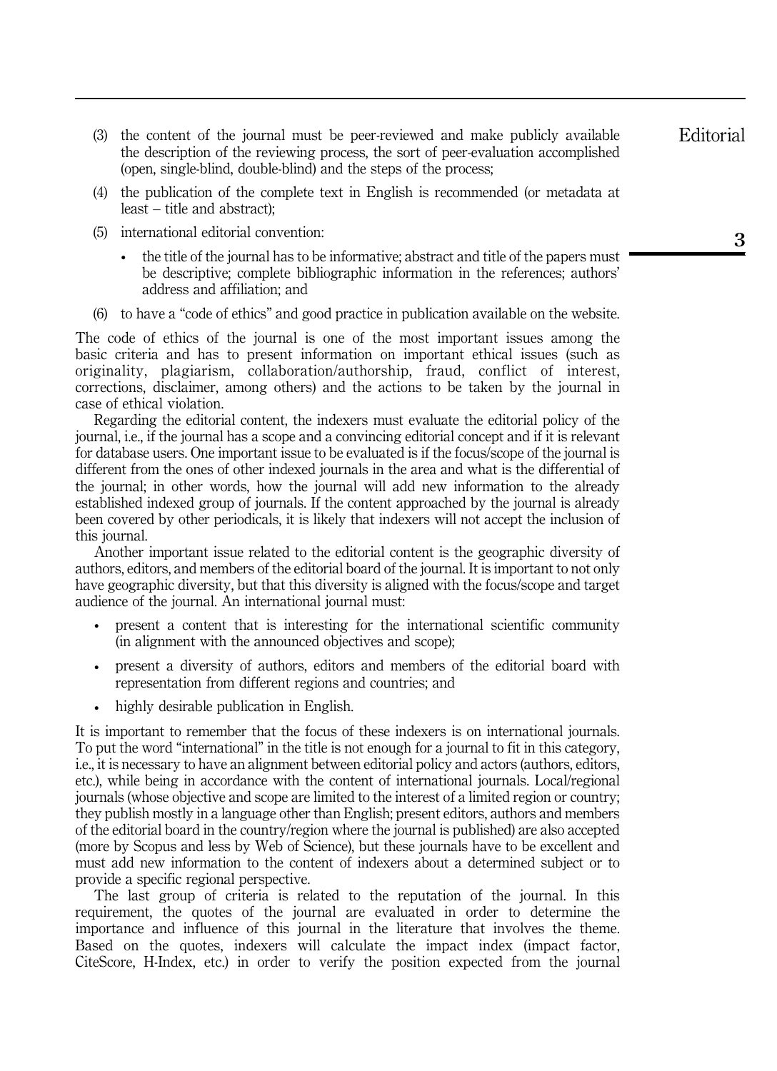(3) the content of the journal must be peer-reviewed and make publicly available the description of the reviewing process, the sort of peer-evaluation accomplished (open, single-blind, double-blind) and the steps of the process;

(4) the publication of the complete text in English is recommended (or metadata at least – title and abstract);

(5) international editorial convention:

   - the title of the journal has to be informative; abstract and title of the papers must be descriptive; complete bibliographic information in the references; authors' address and affiliation; and

(6) to have a "code of ethics" and good practice in publication available on the website.

The code of ethics of the journal is one of the most important issues among the basic criteria and has to present information on important ethical issues (such as originality, plagiarism, collaboration/authorship, fraud, conflict of interest, corrections, disclaimer, among others) and the actions to be taken by the journal in case of ethical violation.

Regarding the editorial content, the indexers must evaluate the editorial policy of the journal, i.e., if the journal has a scope and a convincing editorial concept and if it is relevant for database users. One important issue to be evaluated is if the focus/scope of the journal is different from the ones of other indexed journals in the area and what is the differential of the journal; in other words, how the journal will add new information to the already established indexed group of journals. If the content approached by the journal is already been covered by other periodicals, it is likely that indexers will not accept the inclusion of this journal.

Another important issue related to the editorial content is the geographic diversity of authors, editors, and members of the editorial board of the journal. It is important to not only have geographic diversity, but that this diversity is aligned with the focus/scope and target audience of the journal. An international journal must:

- present a content that is interesting for the international scientific community (in alignment with the announced objectives and scope);
- present a diversity of authors, editors and members of the editorial board with representation from different regions and countries; and
- highly desirable publication in English.

It is important to remember that the focus of these indexers is on international journals. To put the word "international" in the title is not enough for a journal to fit in this category, i.e., it is necessary to have an alignment between editorial policy and actors (authors, editors, etc.), while being in accordance with the content of international journals. Local/regional journals (whose objective and scope are limited to the interest of a limited region or country; they publish mostly in a language other than English; present editors, authors and members of the editorial board in the country/region where the journal is published) are also accepted (more by Scopus and less by Web of Science), but these journals have to be excellent and must add new information to the content of indexers about a determined subject or to provide a specific regional perspective.

The last group of criteria is related to the reputation of the journal. In this requirement, the quotes of the journal are evaluated in order to determine the importance and influence of this journal in the literature that involves the theme. Based on the quotes, indexers will calculate the impact index (impact factor, CiteScore, H-Index, etc.) in order to verify the position expected from the journal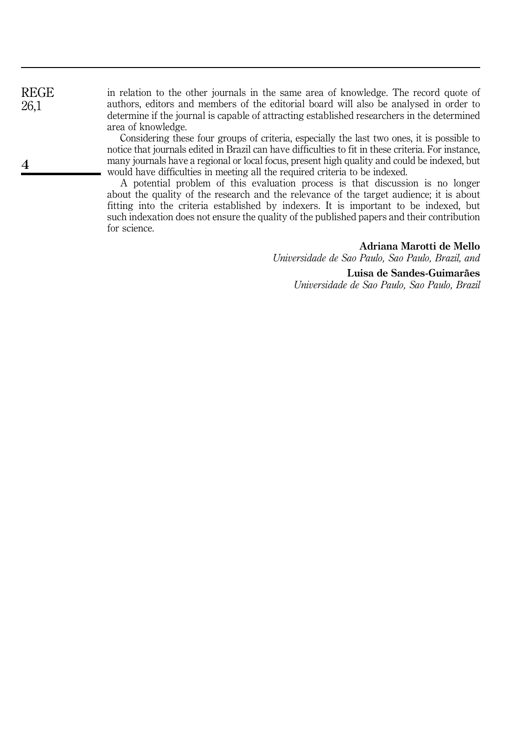in relation to the other journals in the same area of knowledge. The record quote of authors, editors and members of the editorial board will also be analysed in order to determine if the journal is capable of attracting established researchers in the determined area of knowledge.

Considering these four groups of criteria, especially the last two ones, it is possible to notice that journals edited in Brazil can have difficulties to fit in these criteria. For instance, many journals have a regional or local focus, present high quality and could be indexed, but would have difficulties in meeting all the required criteria to be indexed.

A potential problem of this evaluation process is that discussion is no longer about the quality of the research and the relevance of the target audience; it is about fitting into the criteria established by indexers. It is important to be indexed, but such indexation does not ensure the quality of the published papers and their contribution for science.

**Adriana Marotti de Mello**
*Universidade de Sao Paulo, Sao Paulo, Brazil, and*

**Luisa de Sandes-Guimarães**
*Universidade de Sao Paulo, Sao Paulo, Brazil*